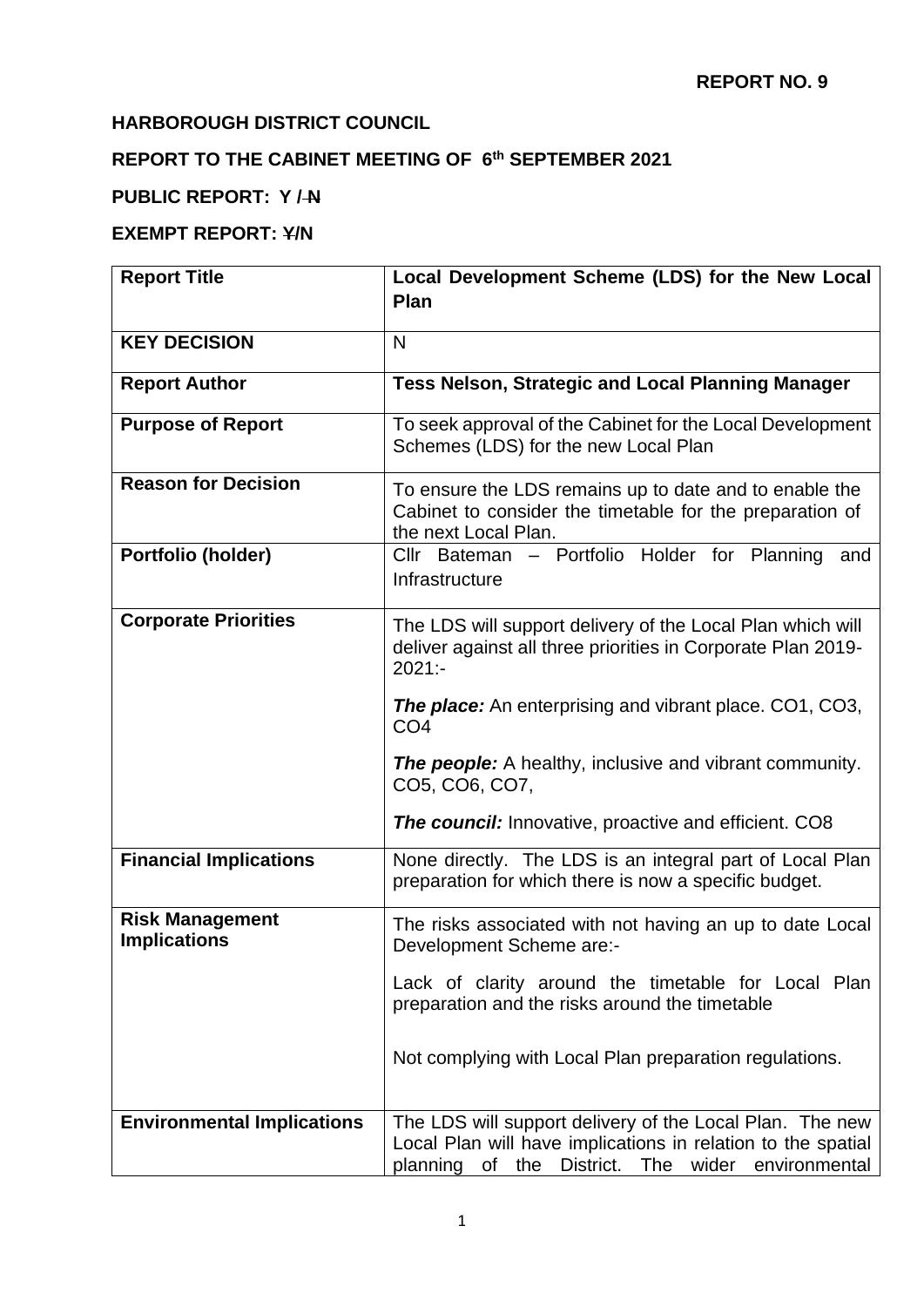**REPORT NO. 9**

**HARBOROUGH DISTRICT COUNCIL**

**REPORT TO THE CABINET MEETING OF 6th SEPTEMBER 2021**

**PUBLIC REPORT: Y / ~~N~~**

**EXEMPT REPORT: ~~Y~~/N**

| **Report Title** | **Local Development Scheme (LDS) for the New Local Plan** |
|---|---|
| **KEY DECISION** | N |
| **Report Author** | **Tess Nelson, Strategic and Local Planning Manager** |
| **Purpose of Report** | To seek approval of the Cabinet for the Local Development Schemes (LDS) for the new Local Plan |
| **Reason for Decision** | To ensure the LDS remains up to date and to enable the Cabinet to consider the timetable for the preparation of the next Local Plan. |
| **Portfolio (holder)** | Cllr Bateman – Portfolio Holder for Planning and Infrastructure |
| **Corporate Priorities** | The LDS will support delivery of the Local Plan which will deliver against all three priorities in Corporate Plan 2019-2021:-<br><br>***The place:*** An enterprising and vibrant place. CO1, CO3, CO4<br><br>***The people:*** A healthy, inclusive and vibrant community. CO5, CO6, CO7,<br><br>***The council:*** Innovative, proactive and efficient. CO8 |
| **Financial Implications** | None directly. The LDS is an integral part of Local Plan preparation for which there is now a specific budget. |
| **Risk Management Implications** | The risks associated with not having an up to date Local Development Scheme are:-<br><br>Lack of clarity around the timetable for Local Plan preparation and the risks around the timetable<br><br>Not complying with Local Plan preparation regulations. |
| **Environmental Implications** | The LDS will support delivery of the Local Plan. The new Local Plan will have implications in relation to the spatial planning of the District. The wider environmental |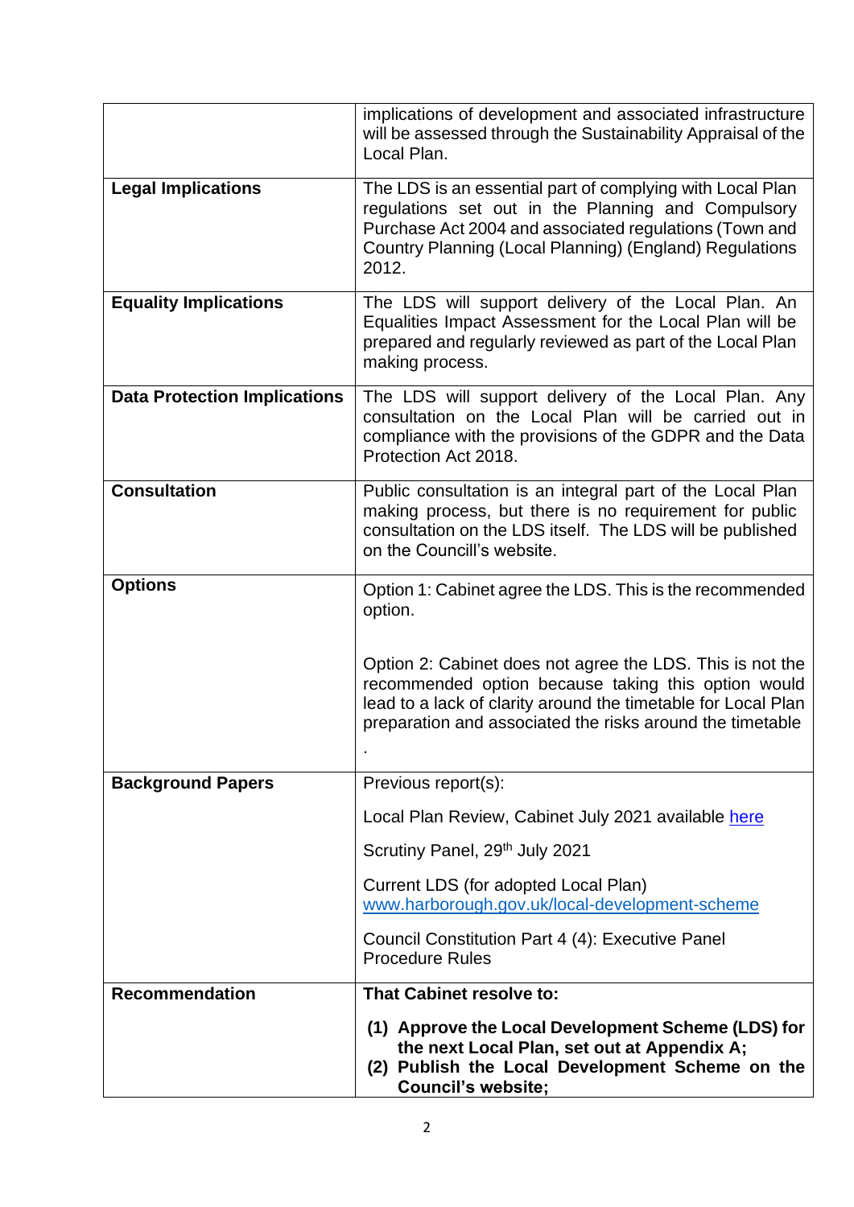| | |
|---|---|
| | implications of development and associated infrastructure will be assessed through the Sustainability Appraisal of the Local Plan. |
| **Legal Implications** | The LDS is an essential part of complying with Local Plan regulations set out in the Planning and Compulsory Purchase Act 2004 and associated regulations (Town and Country Planning (Local Planning) (England) Regulations 2012. |
| **Equality Implications** | The LDS will support delivery of the Local Plan. An Equalities Impact Assessment for the Local Plan will be prepared and regularly reviewed as part of the Local Plan making process. |
| **Data Protection Implications** | The LDS will support delivery of the Local Plan. Any consultation on the Local Plan will be carried out in compliance with the provisions of the GDPR and the Data Protection Act 2018. |
| **Consultation** | Public consultation is an integral part of the Local Plan making process, but there is no requirement for public consultation on the LDS itself. The LDS will be published on the Councill's website. |
| **Options** | Option 1: Cabinet agree the LDS. This is the recommended option.<br><br>Option 2: Cabinet does not agree the LDS. This is not the recommended option because taking this option would lead to a lack of clarity around the timetable for Local Plan preparation and associated the risks around the timetable<br>. |
| **Background Papers** | Previous report(s):<br><br>Local Plan Review, Cabinet July 2021 available [here]()<br><br>Scrutiny Panel, 29th July 2021<br><br>Current LDS (for adopted Local Plan) [www.harborough.gov.uk/local-development-scheme](www.harborough.gov.uk/local-development-scheme)<br><br>Council Constitution Part 4 (4): Executive Panel Procedure Rules |
| **Recommendation** | **That Cabinet resolve to:**<br><br>**(1) Approve the Local Development Scheme (LDS) for the next Local Plan, set out at Appendix A;**<br>**(2) Publish the Local Development Scheme on the Council's website;** |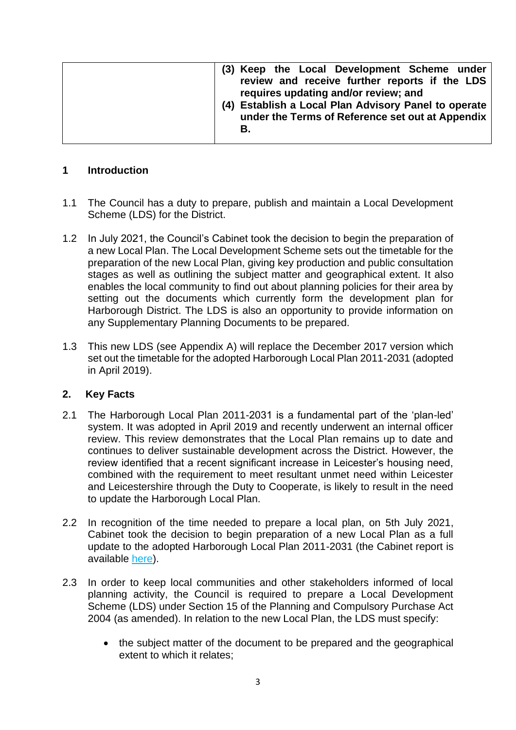| | **(3) Keep the Local Development Scheme under review and receive further reports if the LDS requires updating and/or review; and** **(4) Establish a Local Plan Advisory Panel to operate under the Terms of Reference set out at Appendix B.** |
|---|---|

## 1 Introduction

1.1 The Council has a duty to prepare, publish and maintain a Local Development Scheme (LDS) for the District.

1.2 In July 2021, the Council's Cabinet took the decision to begin the preparation of a new Local Plan. The Local Development Scheme sets out the timetable for the preparation of the new Local Plan, giving key production and public consultation stages as well as outlining the subject matter and geographical extent. It also enables the local community to find out about planning policies for their area by setting out the documents which currently form the development plan for Harborough District. The LDS is also an opportunity to provide information on any Supplementary Planning Documents to be prepared.

1.3 This new LDS (see Appendix A) will replace the December 2017 version which set out the timetable for the adopted Harborough Local Plan 2011-2031 (adopted in April 2019).

## 2. Key Facts

2.1 The Harborough Local Plan 2011-2031 is a fundamental part of the 'plan-led' system. It was adopted in April 2019 and recently underwent an internal officer review. This review demonstrates that the Local Plan remains up to date and continues to deliver sustainable development across the District. However, the review identified that a recent significant increase in Leicester's housing need, combined with the requirement to meet resultant unmet need within Leicester and Leicestershire through the Duty to Cooperate, is likely to result in the need to update the Harborough Local Plan.

2.2 In recognition of the time needed to prepare a local plan, on 5th July 2021, Cabinet took the decision to begin preparation of a new Local Plan as a full update to the adopted Harborough Local Plan 2011-2031 (the Cabinet report is available here).

2.3 In order to keep local communities and other stakeholders informed of local planning activity, the Council is required to prepare a Local Development Scheme (LDS) under Section 15 of the Planning and Compulsory Purchase Act 2004 (as amended). In relation to the new Local Plan, the LDS must specify:

- the subject matter of the document to be prepared and the geographical extent to which it relates;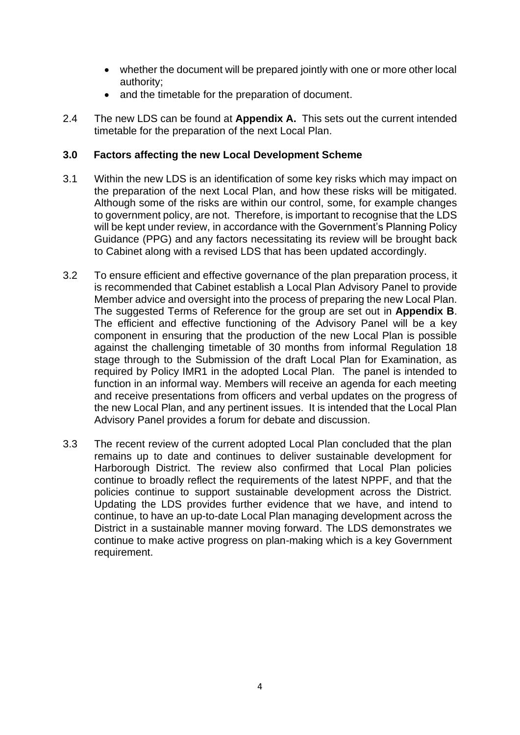- whether the document will be prepared jointly with one or more other local authority;
- and the timetable for the preparation of document.

2.4 The new LDS can be found at **Appendix A.** This sets out the current intended timetable for the preparation of the next Local Plan.

### 3.0 Factors affecting the new Local Development Scheme

3.1 Within the new LDS is an identification of some key risks which may impact on the preparation of the next Local Plan, and how these risks will be mitigated. Although some of the risks are within our control, some, for example changes to government policy, are not. Therefore, is important to recognise that the LDS will be kept under review, in accordance with the Government's Planning Policy Guidance (PPG) and any factors necessitating its review will be brought back to Cabinet along with a revised LDS that has been updated accordingly.

3.2 To ensure efficient and effective governance of the plan preparation process, it is recommended that Cabinet establish a Local Plan Advisory Panel to provide Member advice and oversight into the process of preparing the new Local Plan. The suggested Terms of Reference for the group are set out in **Appendix B**. The efficient and effective functioning of the Advisory Panel will be a key component in ensuring that the production of the new Local Plan is possible against the challenging timetable of 30 months from informal Regulation 18 stage through to the Submission of the draft Local Plan for Examination, as required by Policy IMR1 in the adopted Local Plan. The panel is intended to function in an informal way. Members will receive an agenda for each meeting and receive presentations from officers and verbal updates on the progress of the new Local Plan, and any pertinent issues. It is intended that the Local Plan Advisory Panel provides a forum for debate and discussion.

3.3 The recent review of the current adopted Local Plan concluded that the plan remains up to date and continues to deliver sustainable development for Harborough District. The review also confirmed that Local Plan policies continue to broadly reflect the requirements of the latest NPPF, and that the policies continue to support sustainable development across the District. Updating the LDS provides further evidence that we have, and intend to continue, to have an up-to-date Local Plan managing development across the District in a sustainable manner moving forward. The LDS demonstrates we continue to make active progress on plan-making which is a key Government requirement.